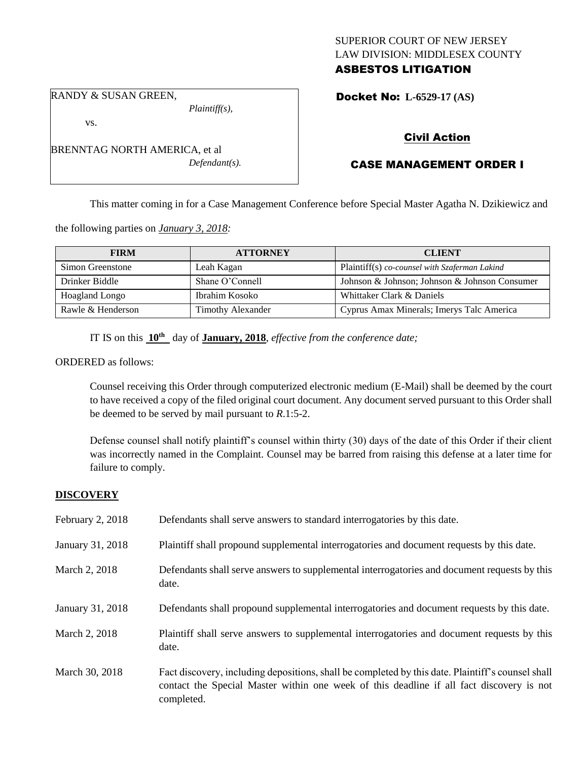SUPERIOR COURT OF NEW JERSEY
LAW DIVISION: MIDDLESEX COUNTY
**ASBESTOS LITIGATION**

RANDY & SUSAN GREEN,
*Plaintiff(s),*
vs.
BRENNTAG NORTH AMERICA, et al
*Defendant(s).*

**Docket No: L-6529-17 (AS)**

**Civil Action**

**CASE MANAGEMENT ORDER I**

This matter coming in for a Case Management Conference before Special Master Agatha N. Dzikiewicz and the following parties on *January 3, 2018:*

| FIRM | ATTORNEY | CLIENT |
| --- | --- | --- |
| Simon Greenstone | Leah Kagan | Plaintiff(s) *co-counsel with Szaferman Lakind* |
| Drinker Biddle | Shane O'Connell | Johnson & Johnson; Johnson & Johnson Consumer |
| Hoagland Longo | Ibrahim Kosoko | Whittaker Clark & Daniels |
| Rawle & Henderson | Timothy Alexander | Cyprus Amax Minerals; Imerys Talc America |

IT IS on this **10th** day of **January, 2018**, *effective from the conference date;*

ORDERED as follows:

Counsel receiving this Order through computerized electronic medium (E-Mail) shall be deemed by the court to have received a copy of the filed original court document. Any document served pursuant to this Order shall be deemed to be served by mail pursuant to *R*.1:5-2.

Defense counsel shall notify plaintiff's counsel within thirty (30) days of the date of this Order if their client was incorrectly named in the Complaint. Counsel may be barred from raising this defense at a later time for failure to comply.

**DISCOVERY**

| | |
| --- | --- |
| February 2, 2018 | Defendants shall serve answers to standard interrogatories by this date. |
| January 31, 2018 | Plaintiff shall propound supplemental interrogatories and document requests by this date. |
| March 2, 2018 | Defendants shall serve answers to supplemental interrogatories and document requests by this date. |
| January 31, 2018 | Defendants shall propound supplemental interrogatories and document requests by this date. |
| March 2, 2018 | Plaintiff shall serve answers to supplemental interrogatories and document requests by this date. |
| March 30, 2018 | Fact discovery, including depositions, shall be completed by this date. Plaintiff's counsel shall contact the Special Master within one week of this deadline if all fact discovery is not completed. |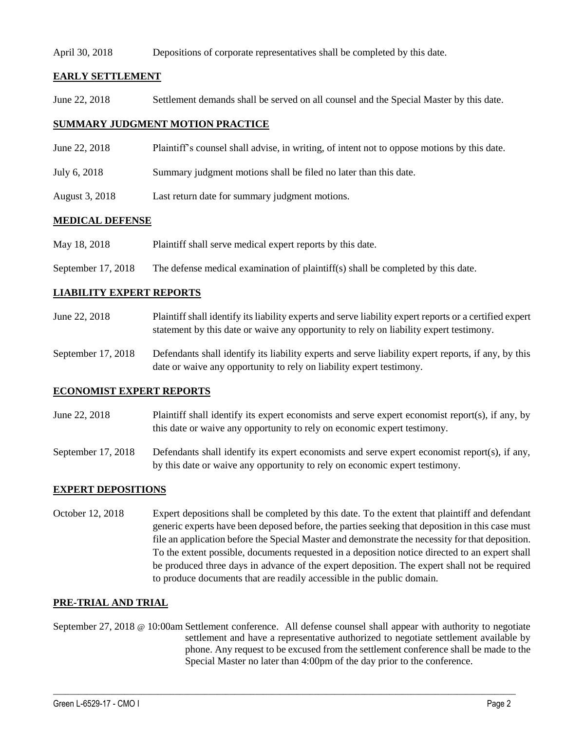April 30, 2018 Depositions of corporate representatives shall be completed by this date.

## EARLY SETTLEMENT

June 22, 2018 Settlement demands shall be served on all counsel and the Special Master by this date.

## SUMMARY JUDGMENT MOTION PRACTICE

June 22, 2018 Plaintiff's counsel shall advise, in writing, of intent not to oppose motions by this date.

July 6, 2018 Summary judgment motions shall be filed no later than this date.

August 3, 2018 Last return date for summary judgment motions.

## MEDICAL DEFENSE

May 18, 2018 Plaintiff shall serve medical expert reports by this date.

September 17, 2018 The defense medical examination of plaintiff(s) shall be completed by this date.

## LIABILITY EXPERT REPORTS

June 22, 2018 Plaintiff shall identify its liability experts and serve liability expert reports or a certified expert statement by this date or waive any opportunity to rely on liability expert testimony.

September 17, 2018 Defendants shall identify its liability experts and serve liability expert reports, if any, by this date or waive any opportunity to rely on liability expert testimony.

## ECONOMIST EXPERT REPORTS

June 22, 2018 Plaintiff shall identify its expert economists and serve expert economist report(s), if any, by this date or waive any opportunity to rely on economic expert testimony.

September 17, 2018 Defendants shall identify its expert economists and serve expert economist report(s), if any, by this date or waive any opportunity to rely on economic expert testimony.

## EXPERT DEPOSITIONS

October 12, 2018 Expert depositions shall be completed by this date. To the extent that plaintiff and defendant generic experts have been deposed before, the parties seeking that deposition in this case must file an application before the Special Master and demonstrate the necessity for that deposition. To the extent possible, documents requested in a deposition notice directed to an expert shall be produced three days in advance of the expert deposition. The expert shall not be required to produce documents that are readily accessible in the public domain.

## PRE-TRIAL AND TRIAL

September 27, 2018 @ 10:00am Settlement conference. All defense counsel shall appear with authority to negotiate settlement and have a representative authorized to negotiate settlement available by phone. Any request to be excused from the settlement conference shall be made to the Special Master no later than 4:00pm of the day prior to the conference.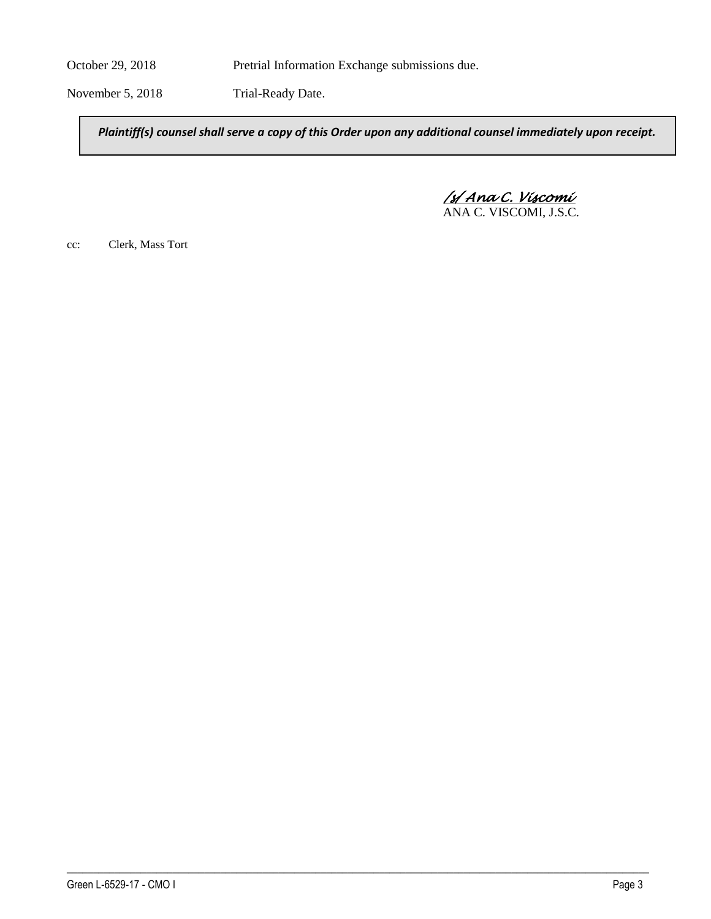| | |
|---|---|
| October 29, 2018 | Pretrial Information Exchange submissions due. |
| November 5, 2018 | Trial-Ready Date. |

***Plaintiff(s) counsel shall serve a copy of this Order upon any additional counsel immediately upon receipt.***

/s/ Ana C. Viscomi

ANA C. VISCOMI, J.S.C.

cc: Clerk, Mass Tort